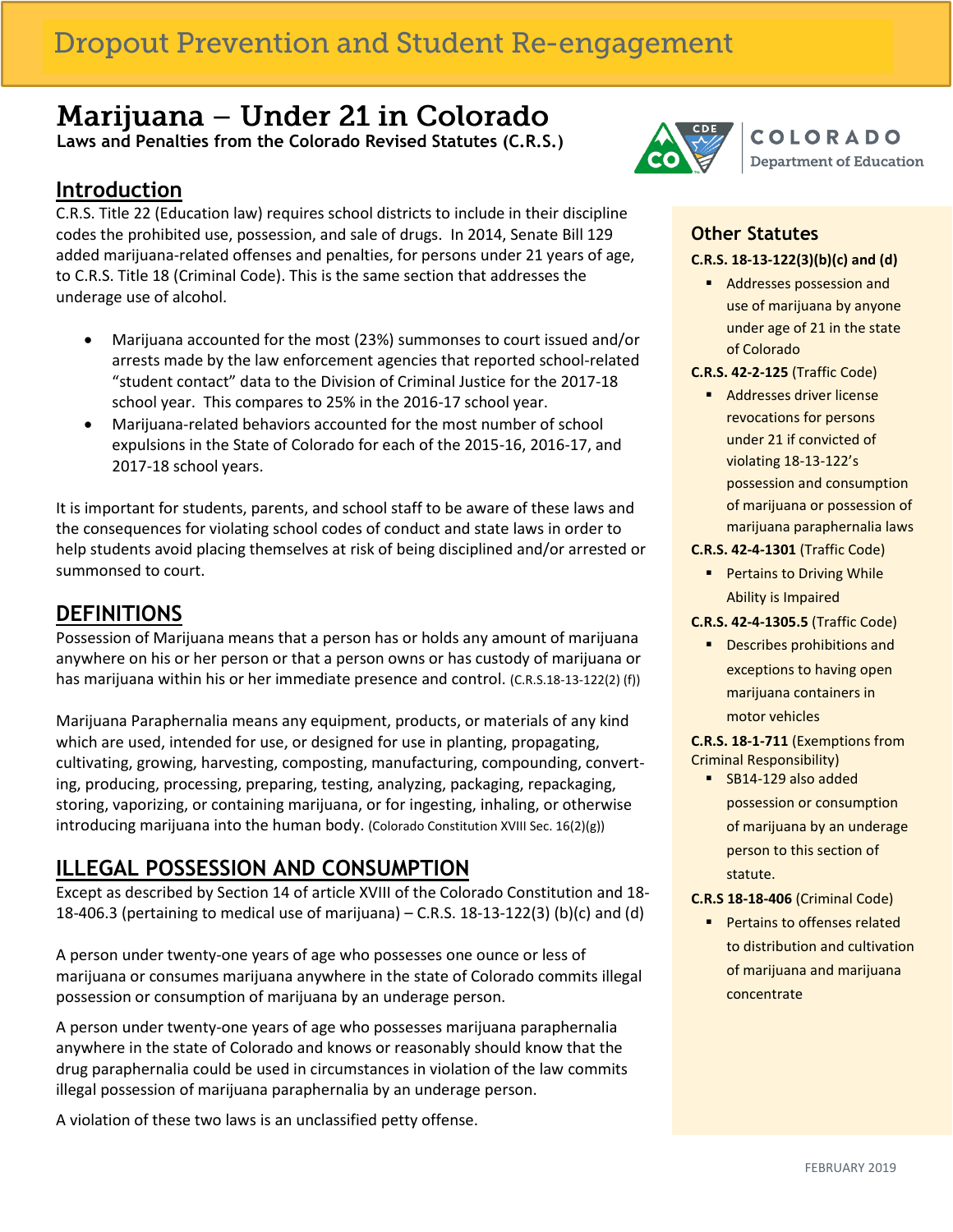## Dropout Prevention and Student Re-engagement

# Marijuana – Under 21 in Colorado

**Laws and Penalties from the Colorado Revised Statutes (C.R.S.)**

COLORADO Department of Education

## Introduction

C.R.S. Title 22 (Education law) requires school districts to include in their discipline codes the prohibited use, possession, and sale of drugs. In 2014, Senate Bill 129 added marijuana-related offenses and penalties, for persons under 21 years of age, to C.R.S. Title 18 (Criminal Code). This is the same section that addresses the underage use of alcohol.

- Marijuana accounted for the most (23%) summonses to court issued and/or arrests made by the law enforcement agencies that reported school-related "student contact" data to the Division of Criminal Justice for the 2017-18 school year. This compares to 25% in the 2016-17 school year.
- Marijuana-related behaviors accounted for the most number of school expulsions in the State of Colorado for each of the 2015-16, 2016-17, and 2017-18 school years.

It is important for students, parents, and school staff to be aware of these laws and the consequences for violating school codes of conduct and state laws in order to help students avoid placing themselves at risk of being disciplined and/or arrested or summonsed to court.

## DEFINITIONS

Possession of Marijuana means that a person has or holds any amount of marijuana anywhere on his or her person or that a person owns or has custody of marijuana or has marijuana within his or her immediate presence and control. (C.R.S.18-13-122(2) (f))

Marijuana Paraphernalia means any equipment, products, or materials of any kind which are used, intended for use, or designed for use in planting, propagating, cultivating, growing, harvesting, composting, manufacturing, compounding, converting, producing, processing, preparing, testing, analyzing, packaging, repackaging, storing, vaporizing, or containing marijuana, or for ingesting, inhaling, or otherwise introducing marijuana into the human body. (Colorado Constitution XVIII Sec. 16(2)(g))

## ILLEGAL POSSESSION AND CONSUMPTION

Except as described by Section 14 of article XVIII of the Colorado Constitution and 18-18-406.3 (pertaining to medical use of marijuana) – C.R.S. 18-13-122(3) (b)(c) and (d)

A person under twenty-one years of age who possesses one ounce or less of marijuana or consumes marijuana anywhere in the state of Colorado commits illegal possession or consumption of marijuana by an underage person.

A person under twenty-one years of age who possesses marijuana paraphernalia anywhere in the state of Colorado and knows or reasonably should know that the drug paraphernalia could be used in circumstances in violation of the law commits illegal possession of marijuana paraphernalia by an underage person.

A violation of these two laws is an unclassified petty offense.

## Other Statutes

**C.R.S. 18-13-122(3)(b)(c) and (d)**

- Addresses possession and use of marijuana by anyone under age of 21 in the state of Colorado

**C.R.S. 42-2-125** (Traffic Code)

- Addresses driver license revocations for persons under 21 if convicted of violating 18-13-122's possession and consumption of marijuana or possession of marijuana paraphernalia laws

**C.R.S. 42-4-1301** (Traffic Code)

- Pertains to Driving While Ability is Impaired

**C.R.S. 42-4-1305.5** (Traffic Code)

- Describes prohibitions and exceptions to having open marijuana containers in motor vehicles

**C.R.S. 18-1-711** (Exemptions from Criminal Responsibility)

- SB14-129 also added possession or consumption of marijuana by an underage person to this section of statute.

**C.R.S 18-18-406** (Criminal Code)

- Pertains to offenses related to distribution and cultivation of marijuana and marijuana concentrate

FEBRUARY 2019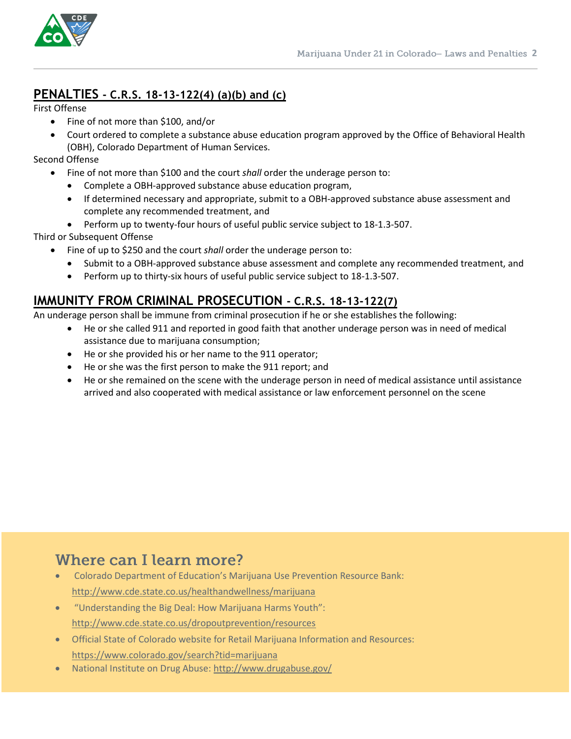## PENALTIES - C.R.S. 18-13-122(4) (a)(b) and (c)

First Offense

- Fine of not more than $100, and/or
- Court ordered to complete a substance abuse education program approved by the Office of Behavioral Health (OBH), Colorado Department of Human Services.

Second Offense

- Fine of not more than $100 and the court *shall* order the underage person to:
  - Complete a OBH-approved substance abuse education program,
  - If determined necessary and appropriate, submit to a OBH-approved substance abuse assessment and complete any recommended treatment, and
  - Perform up to twenty-four hours of useful public service subject to 18-1.3-507.

Third or Subsequent Offense

- Fine of up to $250 and the court *shall* order the underage person to:
  - Submit to a OBH-approved substance abuse assessment and complete any recommended treatment, and
  - Perform up to thirty-six hours of useful public service subject to 18-1.3-507.

## IMMUNITY FROM CRIMINAL PROSECUTION - C.R.S. 18-13-122(7)

An underage person shall be immune from criminal prosecution if he or she establishes the following:

- He or she called 911 and reported in good faith that another underage person was in need of medical assistance due to marijuana consumption;
- He or she provided his or her name to the 911 operator;
- He or she was the first person to make the 911 report; and
- He or she remained on the scene with the underage person in need of medical assistance until assistance arrived and also cooperated with medical assistance or law enforcement personnel on the scene

## Where can I learn more?

- Colorado Department of Education's Marijuana Use Prevention Resource Bank: http://www.cde.state.co.us/healthandwellness/marijuana
- "Understanding the Big Deal: How Marijuana Harms Youth": http://www.cde.state.co.us/dropoutprevention/resources
- Official State of Colorado website for Retail Marijuana Information and Resources: https://www.colorado.gov/search?tid=marijuana
- National Institute on Drug Abuse: http://www.drugabuse.gov/